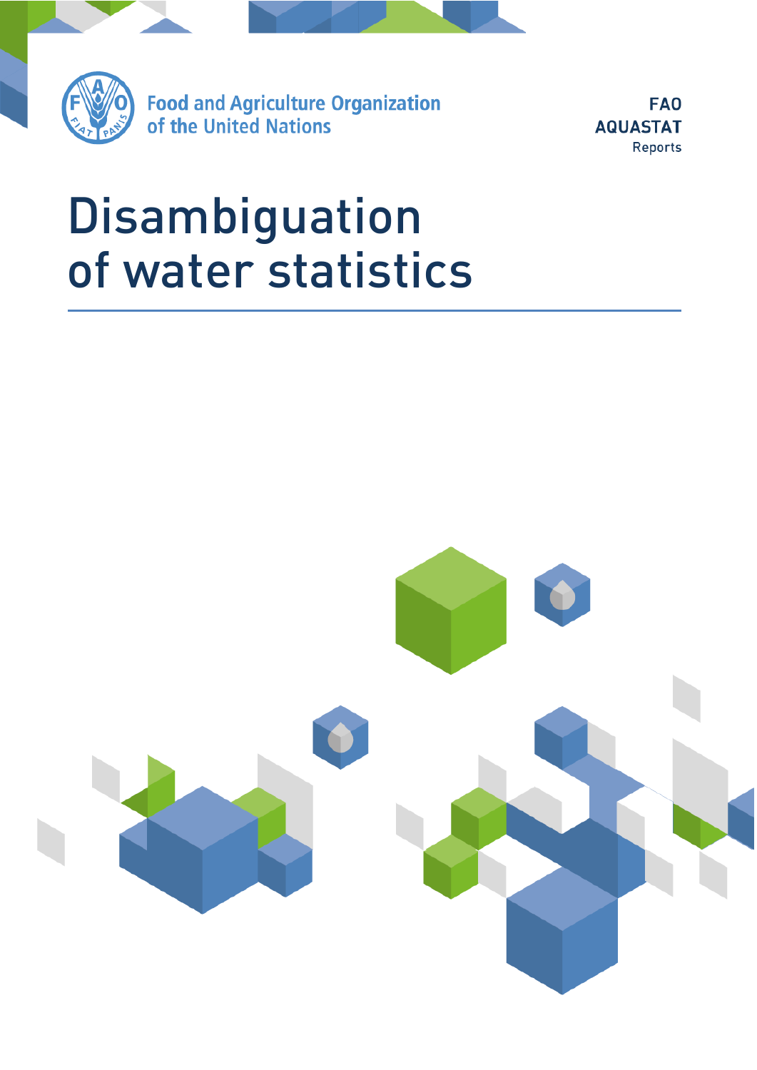Food and Agriculture Organization of the United Nations

FAO AQUASTAT Reports

# Disambiguation of water statistics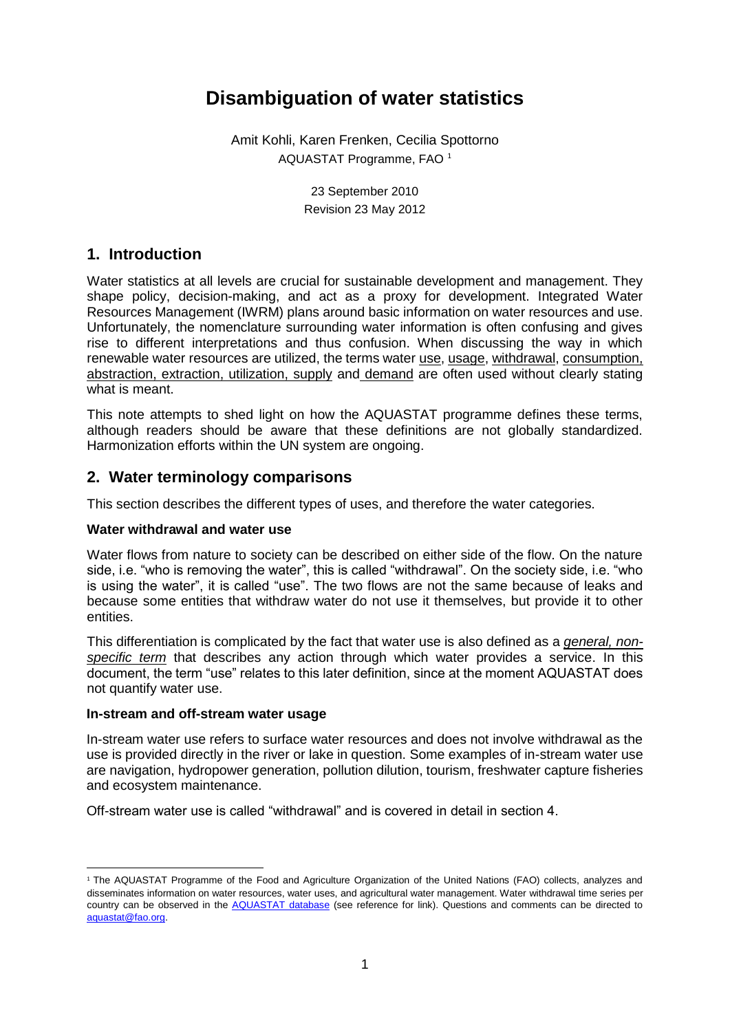# Disambiguation of water statistics

Amit Kohli, Karen Frenken, Cecilia Spottorno
AQUASTAT Programme, FAO [1]

23 September 2010
Revision 23 May 2012

## 1. Introduction

Water statistics at all levels are crucial for sustainable development and management. They shape policy, decision-making, and act as a proxy for development. Integrated Water Resources Management (IWRM) plans around basic information on water resources and use. Unfortunately, the nomenclature surrounding water information is often confusing and gives rise to different interpretations and thus confusion. When discussing the way in which renewable water resources are utilized, the terms water use, usage, withdrawal, consumption, abstraction, extraction, utilization, supply and demand are often used without clearly stating what is meant.

This note attempts to shed light on how the AQUASTAT programme defines these terms, although readers should be aware that these definitions are not globally standardized. Harmonization efforts within the UN system are ongoing.

## 2. Water terminology comparisons

This section describes the different types of uses, and therefore the water categories.

**Water withdrawal and water use**

Water flows from nature to society can be described on either side of the flow. On the nature side, i.e. "who is removing the water", this is called "withdrawal". On the society side, i.e. "who is using the water", it is called "use". The two flows are not the same because of leaks and because some entities that withdraw water do not use it themselves, but provide it to other entities.

This differentiation is complicated by the fact that water use is also defined as a *general, non-specific term* that describes any action through which water provides a service. In this document, the term "use" relates to this later definition, since at the moment AQUASTAT does not quantify water use.

**In-stream and off-stream water usage**

In-stream water use refers to surface water resources and does not involve withdrawal as the use is provided directly in the river or lake in question. Some examples of in-stream water use are navigation, hydropower generation, pollution dilution, tourism, freshwater capture fisheries and ecosystem maintenance.

Off-stream water use is called "withdrawal" and is covered in detail in section 4.

---

[1] The AQUASTAT Programme of the Food and Agriculture Organization of the United Nations (FAO) collects, analyzes and disseminates information on water resources, water uses, and agricultural water management. Water withdrawal time series per country can be observed in the AQUASTAT database (see reference for link). Questions and comments can be directed to aquastat@fao.org.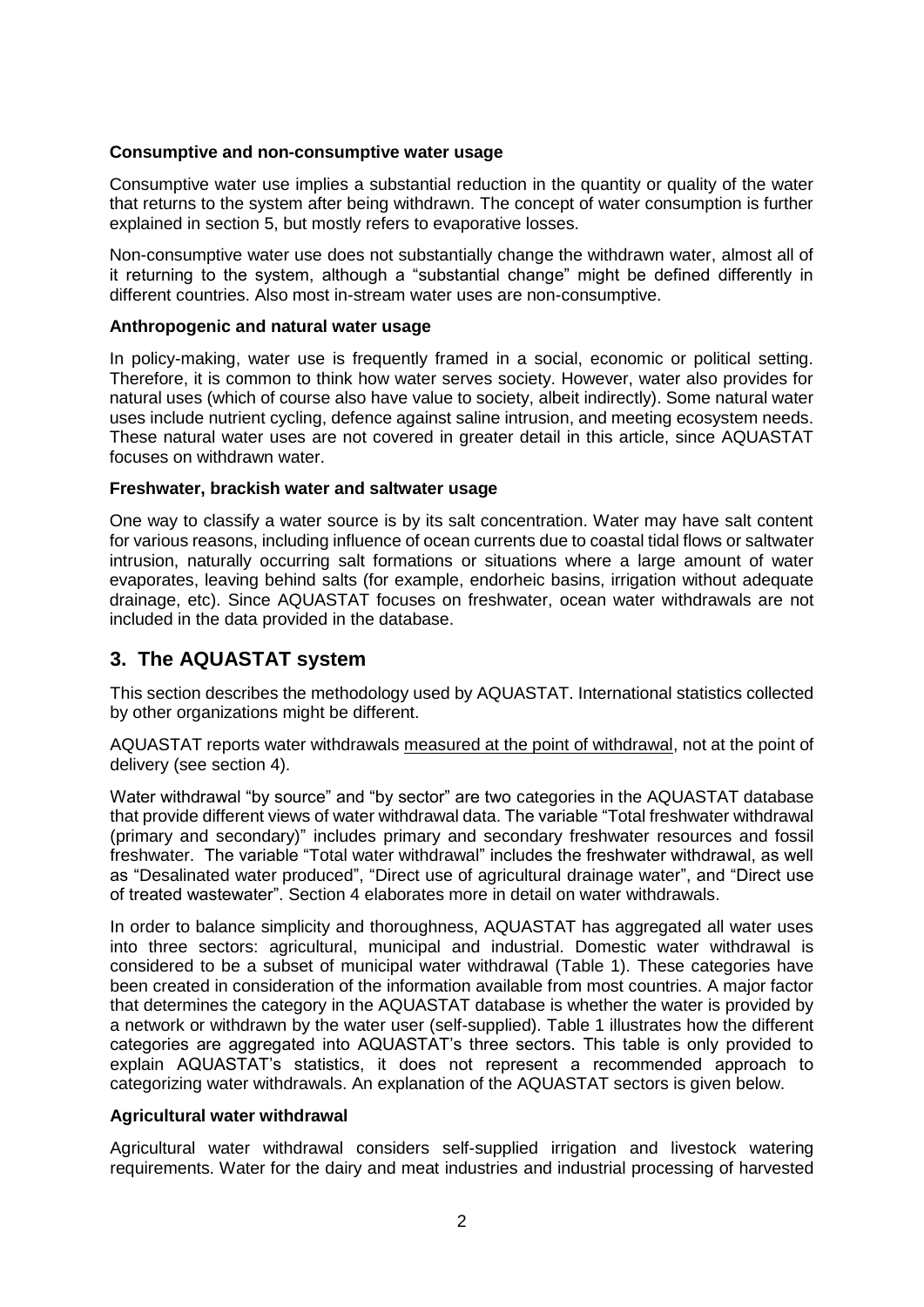**Consumptive and non-consumptive water usage**

Consumptive water use implies a substantial reduction in the quantity or quality of the water that returns to the system after being withdrawn. The concept of water consumption is further explained in section 5, but mostly refers to evaporative losses.

Non-consumptive water use does not substantially change the withdrawn water, almost all of it returning to the system, although a "substantial change" might be defined differently in different countries. Also most in-stream water uses are non-consumptive.

**Anthropogenic and natural water usage**

In policy-making, water use is frequently framed in a social, economic or political setting. Therefore, it is common to think how water serves society. However, water also provides for natural uses (which of course also have value to society, albeit indirectly). Some natural water uses include nutrient cycling, defence against saline intrusion, and meeting ecosystem needs. These natural water uses are not covered in greater detail in this article, since AQUASTAT focuses on withdrawn water.

**Freshwater, brackish water and saltwater usage**

One way to classify a water source is by its salt concentration. Water may have salt content for various reasons, including influence of ocean currents due to coastal tidal flows or saltwater intrusion, naturally occurring salt formations or situations where a large amount of water evaporates, leaving behind salts (for example, endorheic basins, irrigation without adequate drainage, etc). Since AQUASTAT focuses on freshwater, ocean water withdrawals are not included in the data provided in the database.

## 3. The AQUASTAT system

This section describes the methodology used by AQUASTAT. International statistics collected by other organizations might be different.

AQUASTAT reports water withdrawals measured at the point of withdrawal, not at the point of delivery (see section 4).

Water withdrawal "by source" and "by sector" are two categories in the AQUASTAT database that provide different views of water withdrawal data. The variable "Total freshwater withdrawal (primary and secondary)" includes primary and secondary freshwater resources and fossil freshwater. The variable "Total water withdrawal" includes the freshwater withdrawal, as well as "Desalinated water produced", "Direct use of agricultural drainage water", and "Direct use of treated wastewater". Section 4 elaborates more in detail on water withdrawals.

In order to balance simplicity and thoroughness, AQUASTAT has aggregated all water uses into three sectors: agricultural, municipal and industrial. Domestic water withdrawal is considered to be a subset of municipal water withdrawal (Table 1). These categories have been created in consideration of the information available from most countries. A major factor that determines the category in the AQUASTAT database is whether the water is provided by a network or withdrawn by the water user (self-supplied). Table 1 illustrates how the different categories are aggregated into AQUASTAT's three sectors. This table is only provided to explain AQUASTAT's statistics, it does not represent a recommended approach to categorizing water withdrawals. An explanation of the AQUASTAT sectors is given below.

**Agricultural water withdrawal**

Agricultural water withdrawal considers self-supplied irrigation and livestock watering requirements. Water for the dairy and meat industries and industrial processing of harvested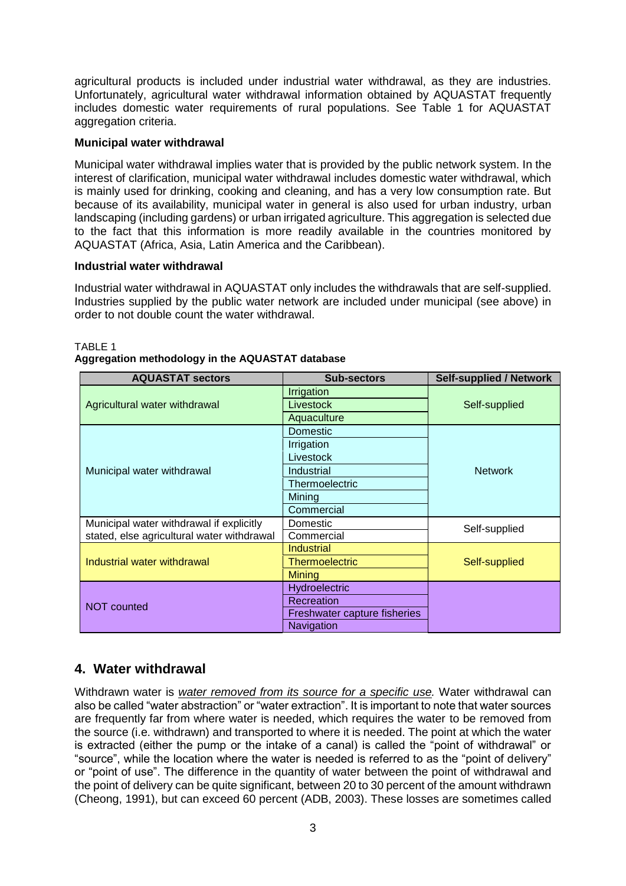agricultural products is included under industrial water withdrawal, as they are industries. Unfortunately, agricultural water withdrawal information obtained by AQUASTAT frequently includes domestic water requirements of rural populations. See Table 1 for AQUASTAT aggregation criteria.

**Municipal water withdrawal**

Municipal water withdrawal implies water that is provided by the public network system. In the interest of clarification, municipal water withdrawal includes domestic water withdrawal, which is mainly used for drinking, cooking and cleaning, and has a very low consumption rate. But because of its availability, municipal water in general is also used for urban industry, urban landscaping (including gardens) or urban irrigated agriculture. This aggregation is selected due to the fact that this information is more readily available in the countries monitored by AQUASTAT (Africa, Asia, Latin America and the Caribbean).

**Industrial water withdrawal**

Industrial water withdrawal in AQUASTAT only includes the withdrawals that are self-supplied. Industries supplied by the public water network are included under municipal (see above) in order to not double count the water withdrawal.

TABLE 1
**Aggregation methodology in the AQUASTAT database**

| AQUASTAT sectors | Sub-sectors | Self-supplied / Network |
|---|---|---|
| Agricultural water withdrawal | Irrigation | Self-supplied |
| | Livestock | |
| | Aquaculture | |
| Municipal water withdrawal | Domestic | Network |
| | Irrigation | |
| | Livestock | |
| | Industrial | |
| | Thermoelectric | |
| | Mining | |
| | Commercial | |
| Municipal water withdrawal if explicitly stated, else agricultural water withdrawal | Domestic | Self-supplied |
| | Commercial | |
| Industrial water withdrawal | Industrial | Self-supplied |
| | Thermoelectric | |
| | Mining | |
| NOT counted | Hydroelectric | |
| | Recreation | |
| | Freshwater capture fisheries | |
| | Navigation | |

## 4. Water withdrawal

Withdrawn water is *water removed from its source for a specific use.* Water withdrawal can also be called "water abstraction" or "water extraction". It is important to note that water sources are frequently far from where water is needed, which requires the water to be removed from the source (i.e. withdrawn) and transported to where it is needed. The point at which the water is extracted (either the pump or the intake of a canal) is called the "point of withdrawal" or "source", while the location where the water is needed is referred to as the "point of delivery" or "point of use". The difference in the quantity of water between the point of withdrawal and the point of delivery can be quite significant, between 20 to 30 percent of the amount withdrawn (Cheong, 1991), but can exceed 60 percent (ADB, 2003). These losses are sometimes called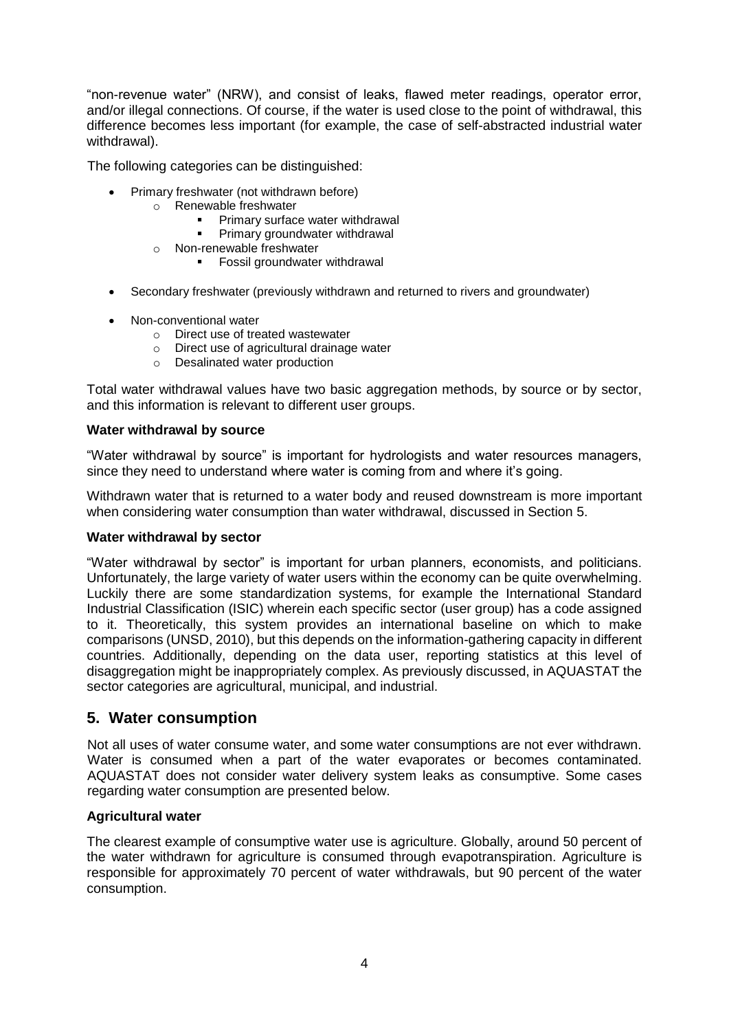"non-revenue water" (NRW), and consist of leaks, flawed meter readings, operator error, and/or illegal connections. Of course, if the water is used close to the point of withdrawal, this difference becomes less important (for example, the case of self-abstracted industrial water withdrawal).

The following categories can be distinguished:

- Primary freshwater (not withdrawn before)
  - Renewable freshwater
    - Primary surface water withdrawal
    - Primary groundwater withdrawal
  - Non-renewable freshwater
    - Fossil groundwater withdrawal
- Secondary freshwater (previously withdrawn and returned to rivers and groundwater)
- Non-conventional water
  - Direct use of treated wastewater
  - Direct use of agricultural drainage water
  - Desalinated water production

Total water withdrawal values have two basic aggregation methods, by source or by sector, and this information is relevant to different user groups.

**Water withdrawal by source**

"Water withdrawal by source" is important for hydrologists and water resources managers, since they need to understand where water is coming from and where it's going.

Withdrawn water that is returned to a water body and reused downstream is more important when considering water consumption than water withdrawal, discussed in Section 5.

**Water withdrawal by sector**

"Water withdrawal by sector" is important for urban planners, economists, and politicians. Unfortunately, the large variety of water users within the economy can be quite overwhelming. Luckily there are some standardization systems, for example the International Standard Industrial Classification (ISIC) wherein each specific sector (user group) has a code assigned to it. Theoretically, this system provides an international baseline on which to make comparisons (UNSD, 2010), but this depends on the information-gathering capacity in different countries. Additionally, depending on the data user, reporting statistics at this level of disaggregation might be inappropriately complex. As previously discussed, in AQUASTAT the sector categories are agricultural, municipal, and industrial.

## 5. Water consumption

Not all uses of water consume water, and some water consumptions are not ever withdrawn. Water is consumed when a part of the water evaporates or becomes contaminated. AQUASTAT does not consider water delivery system leaks as consumptive. Some cases regarding water consumption are presented below.

**Agricultural water**

The clearest example of consumptive water use is agriculture. Globally, around 50 percent of the water withdrawn for agriculture is consumed through evapotranspiration. Agriculture is responsible for approximately 70 percent of water withdrawals, but 90 percent of the water consumption.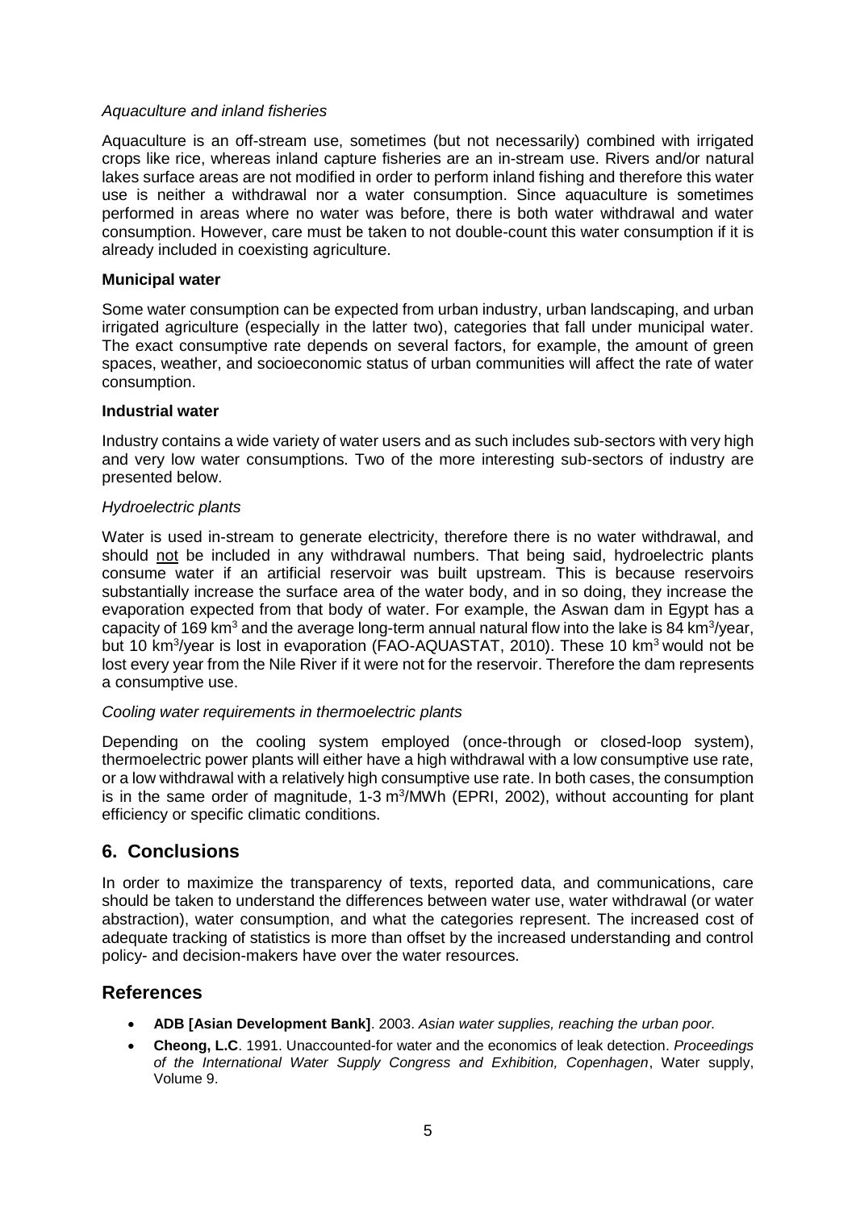*Aquaculture and inland fisheries*

Aquaculture is an off-stream use, sometimes (but not necessarily) combined with irrigated crops like rice, whereas inland capture fisheries are an in-stream use. Rivers and/or natural lakes surface areas are not modified in order to perform inland fishing and therefore this water use is neither a withdrawal nor a water consumption. Since aquaculture is sometimes performed in areas where no water was before, there is both water withdrawal and water consumption. However, care must be taken to not double-count this water consumption if it is already included in coexisting agriculture.

**Municipal water**

Some water consumption can be expected from urban industry, urban landscaping, and urban irrigated agriculture (especially in the latter two), categories that fall under municipal water. The exact consumptive rate depends on several factors, for example, the amount of green spaces, weather, and socioeconomic status of urban communities will affect the rate of water consumption.

**Industrial water**

Industry contains a wide variety of water users and as such includes sub-sectors with very high and very low water consumptions. Two of the more interesting sub-sectors of industry are presented below.

*Hydroelectric plants*

Water is used in-stream to generate electricity, therefore there is no water withdrawal, and should not be included in any withdrawal numbers. That being said, hydroelectric plants consume water if an artificial reservoir was built upstream. This is because reservoirs substantially increase the surface area of the water body, and in so doing, they increase the evaporation expected from that body of water. For example, the Aswan dam in Egypt has a capacity of 169 $km^3$ and the average long-term annual natural flow into the lake is 84 $km^3$/year, but 10 $km^3$/year is lost in evaporation (FAO-AQUASTAT, 2010). These 10 $km^3$ would not be lost every year from the Nile River if it were not for the reservoir. Therefore the dam represents a consumptive use.

*Cooling water requirements in thermoelectric plants*

Depending on the cooling system employed (once-through or closed-loop system), thermoelectric power plants will either have a high withdrawal with a low consumptive use rate, or a low withdrawal with a relatively high consumptive use rate. In both cases, the consumption is in the same order of magnitude, 1-3 $m^3$/MWh (EPRI, 2002), without accounting for plant efficiency or specific climatic conditions.

## 6. Conclusions

In order to maximize the transparency of texts, reported data, and communications, care should be taken to understand the differences between water use, water withdrawal (or water abstraction), water consumption, and what the categories represent. The increased cost of adequate tracking of statistics is more than offset by the increased understanding and control policy- and decision-makers have over the water resources.

## References

- **ADB [Asian Development Bank]**. 2003. *Asian water supplies, reaching the urban poor.*
- **Cheong, L.C**. 1991. Unaccounted-for water and the economics of leak detection. *Proceedings of the International Water Supply Congress and Exhibition, Copenhagen*, Water supply, Volume 9.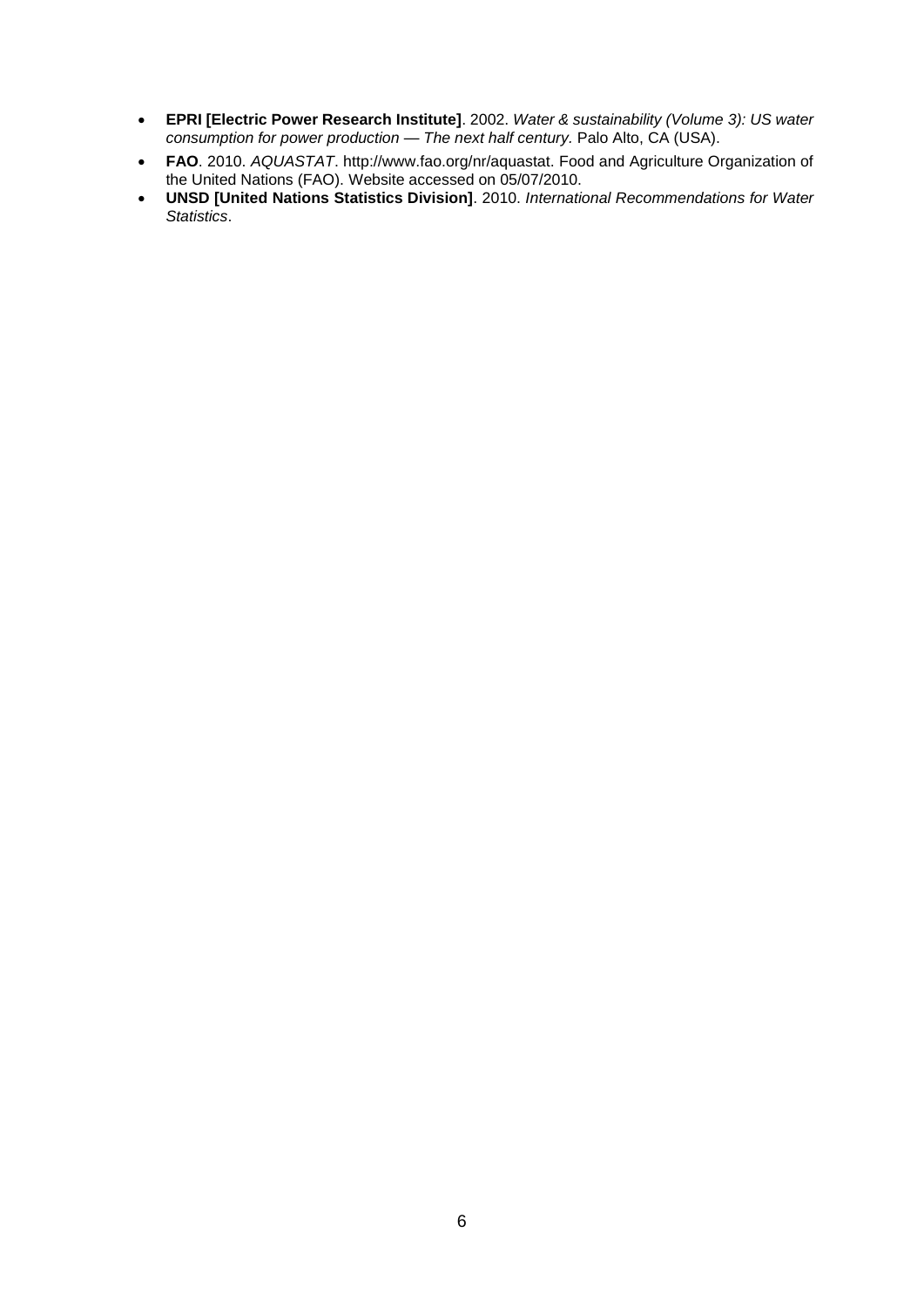- **EPRI [Electric Power Research Institute]**. 2002. *Water & sustainability (Volume 3): US water consumption for power production — The next half century.* Palo Alto, CA (USA).
- **FAO**. 2010. *AQUASTAT*. http://www.fao.org/nr/aquastat. Food and Agriculture Organization of the United Nations (FAO). Website accessed on 05/07/2010.
- **UNSD [United Nations Statistics Division]**. 2010. *International Recommendations for Water Statistics*.